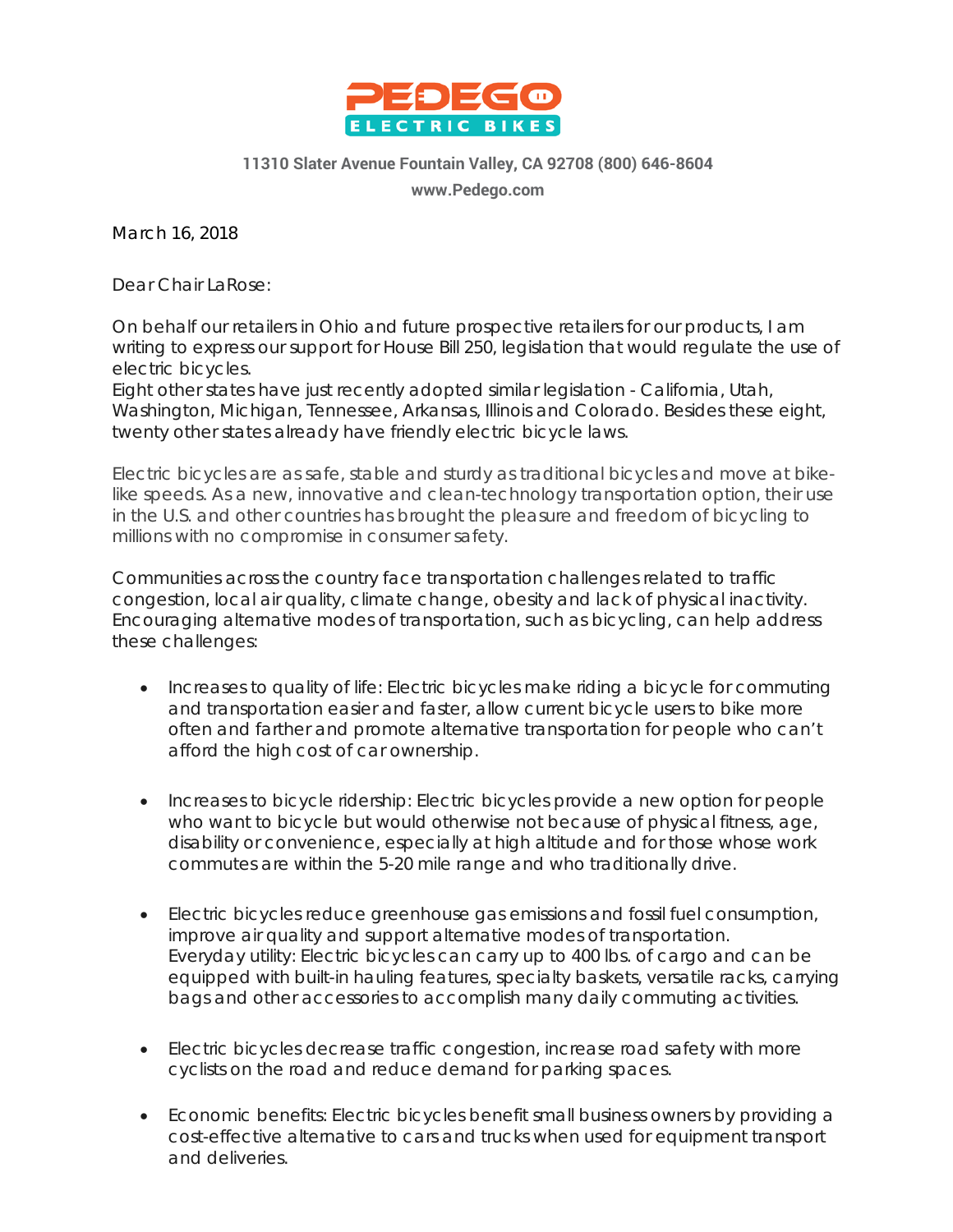**PEDEGO ELECTRIC BIKES**

11310 Slater Avenue Fountain Valley, CA 92708 (800) 646-8604

www.Pedego.com

March 16, 2018

Dear Chair LaRose:

On behalf our retailers in Ohio and future prospective retailers for our products, I am writing to express our support for House Bill 250, legislation that would regulate the use of electric bicycles.
Eight other states have just recently adopted similar legislation - California, Utah, Washington, Michigan, Tennessee, Arkansas, Illinois and Colorado. Besides these eight, twenty other states already have friendly electric bicycle laws.

Electric bicycles are as safe, stable and sturdy as traditional bicycles and move at bike-like speeds. As a new, innovative and clean-technology transportation option, their use in the U.S. and other countries has brought the pleasure and freedom of bicycling to millions with no compromise in consumer safety.

Communities across the country face transportation challenges related to traffic congestion, local air quality, climate change, obesity and lack of physical inactivity. Encouraging alternative modes of transportation, such as bicycling, can help address these challenges:

- Increases to quality of life: Electric bicycles make riding a bicycle for commuting and transportation easier and faster, allow current bicycle users to bike more often and farther and promote alternative transportation for people who can't afford the high cost of car ownership.

- Increases to bicycle ridership: Electric bicycles provide a new option for people who want to bicycle but would otherwise not because of physical fitness, age, disability or convenience, especially at high altitude and for those whose work commutes are within the 5-20 mile range and who traditionally drive.

- Electric bicycles reduce greenhouse gas emissions and fossil fuel consumption, improve air quality and support alternative modes of transportation.
Everyday utility: Electric bicycles can carry up to 400 lbs. of cargo and can be equipped with built-in hauling features, specialty baskets, versatile racks, carrying bags and other accessories to accomplish many daily commuting activities.

- Electric bicycles decrease traffic congestion, increase road safety with more cyclists on the road and reduce demand for parking spaces.

- Economic benefits: Electric bicycles benefit small business owners by providing a cost-effective alternative to cars and trucks when used for equipment transport and deliveries.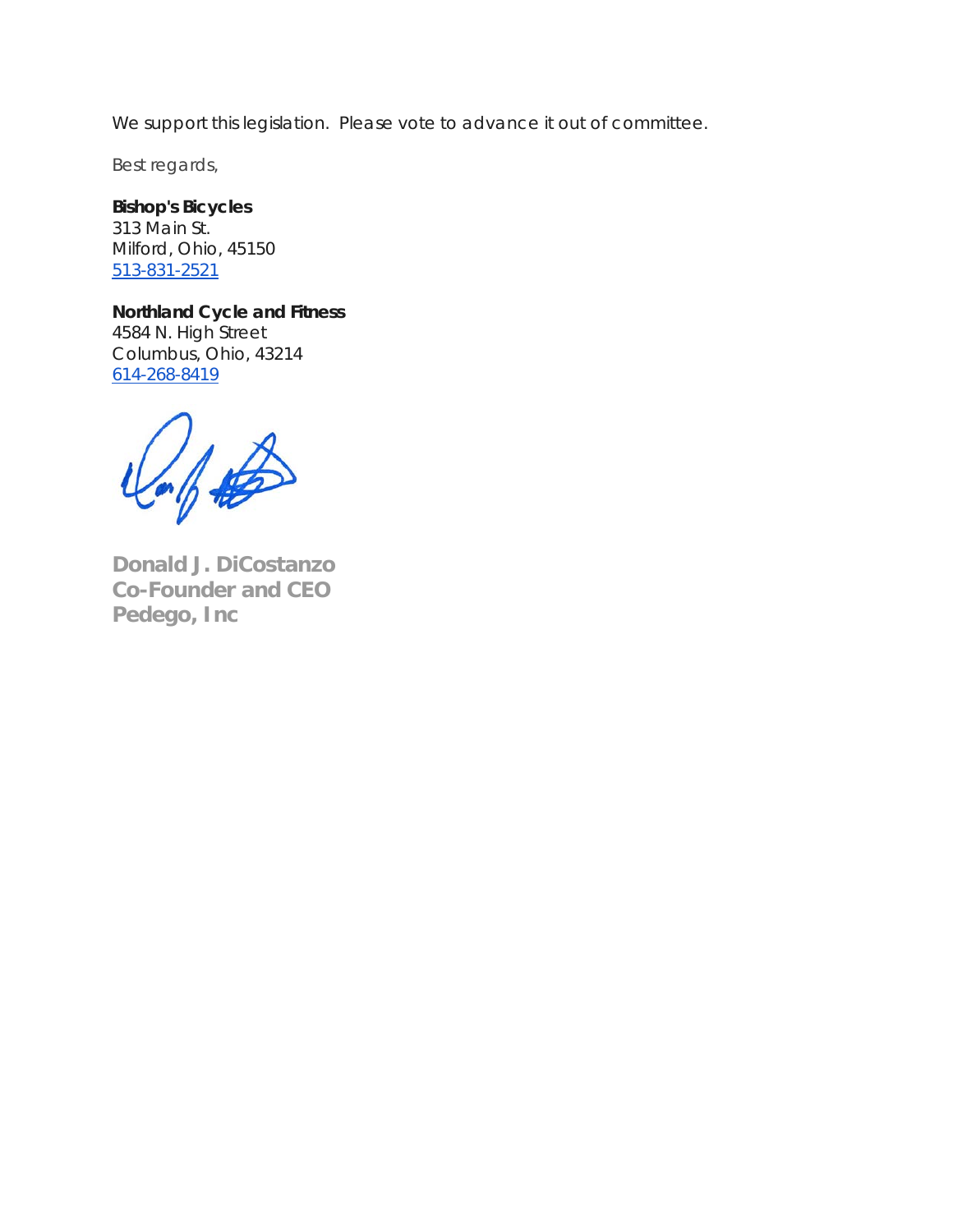We support this legislation. Please vote to advance it out of committee.

Best regards,

**Bishop's Bicycles**
313 Main St.
Milford, Ohio, 45150
513-831-2521

**Northland Cycle and Fitness**
4584 N. High Street
Columbus, Ohio, 43214
614-268-8419

**Donald J. DiCostanzo**
**Co-Founder and CEO**
**Pedego, Inc**